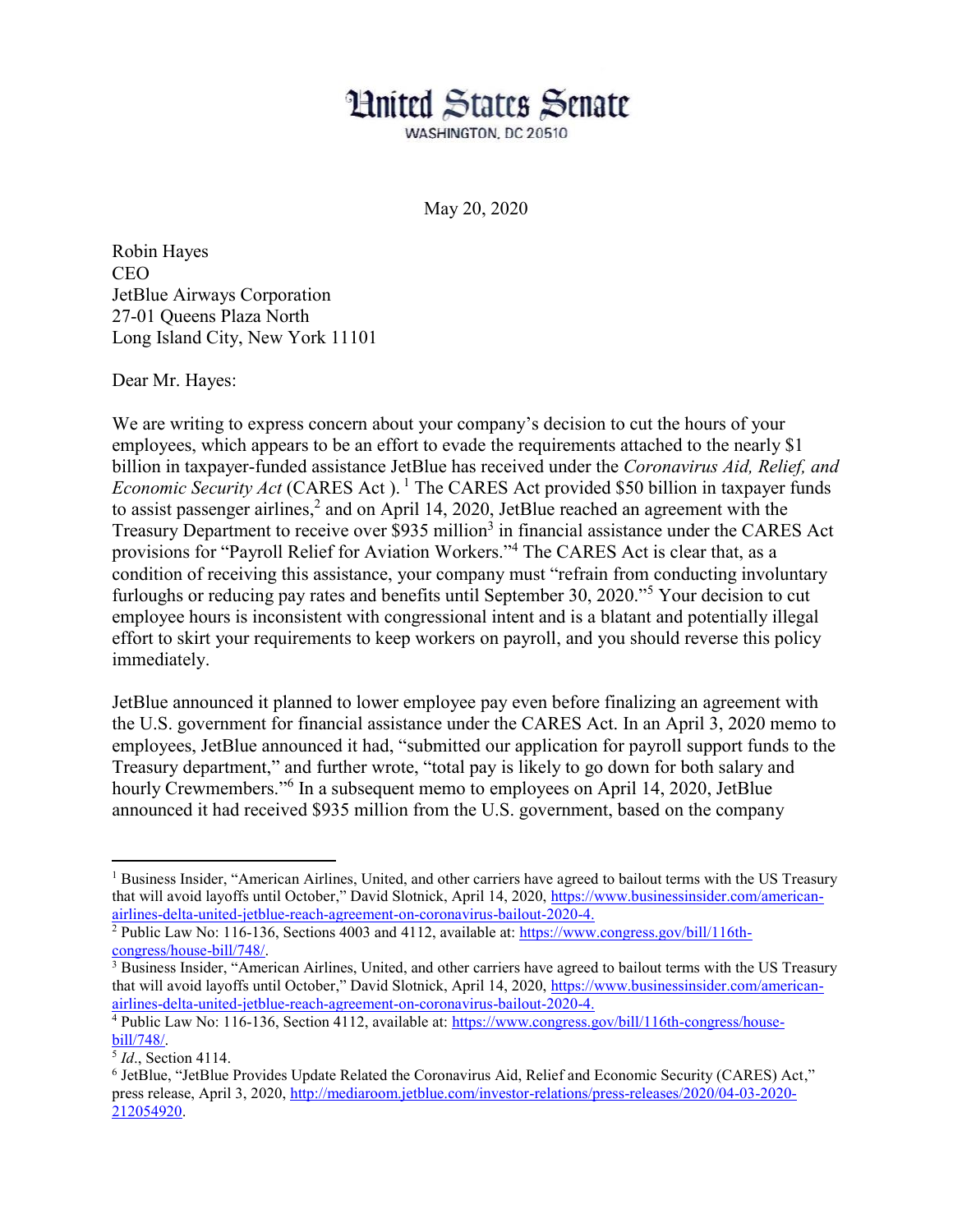# United States Senate

WASHINGTON, DC 20510

May 20, 2020

Robin Hayes
CEO
JetBlue Airways Corporation
27-01 Queens Plaza North
Long Island City, New York 11101

Dear Mr. Hayes:

We are writing to express concern about your company's decision to cut the hours of your employees, which appears to be an effort to evade the requirements attached to the nearly $1 billion in taxpayer-funded assistance JetBlue has received under the *Coronavirus Aid, Relief, and Economic Security Act* (CARES Act ).[1] The CARES Act provided $50 billion in taxpayer funds to assist passenger airlines,[2] and on April 14, 2020, JetBlue reached an agreement with the Treasury Department to receive over $935 million[3] in financial assistance under the CARES Act provisions for "Payroll Relief for Aviation Workers."[4] The CARES Act is clear that, as a condition of receiving this assistance, your company must "refrain from conducting involuntary furloughs or reducing pay rates and benefits until September 30, 2020."[5] Your decision to cut employee hours is inconsistent with congressional intent and is a blatant and potentially illegal effort to skirt your requirements to keep workers on payroll, and you should reverse this policy immediately.

JetBlue announced it planned to lower employee pay even before finalizing an agreement with the U.S. government for financial assistance under the CARES Act. In an April 3, 2020 memo to employees, JetBlue announced it had, "submitted our application for payroll support funds to the Treasury department," and further wrote, "total pay is likely to go down for both salary and hourly Crewmembers."[6] In a subsequent memo to employees on April 14, 2020, JetBlue announced it had received $935 million from the U.S. government, based on the company

---

[1] Business Insider, "American Airlines, United, and other carriers have agreed to bailout terms with the US Treasury that will avoid layoffs until October," David Slotnick, April 14, 2020, https://www.businessinsider.com/american-airlines-delta-united-jetblue-reach-agreement-on-coronavirus-bailout-2020-4.

[2] Public Law No: 116-136, Sections 4003 and 4112, available at: https://www.congress.gov/bill/116th-congress/house-bill/748/.

[3] Business Insider, "American Airlines, United, and other carriers have agreed to bailout terms with the US Treasury that will avoid layoffs until October," David Slotnick, April 14, 2020, https://www.businessinsider.com/american-airlines-delta-united-jetblue-reach-agreement-on-coronavirus-bailout-2020-4.

[4] Public Law No: 116-136, Section 4112, available at: https://www.congress.gov/bill/116th-congress/house-bill/748/.

[5] *Id*., Section 4114.

[6] JetBlue, "JetBlue Provides Update Related the Coronavirus Aid, Relief and Economic Security (CARES) Act," press release, April 3, 2020, http://mediaroom.jetblue.com/investor-relations/press-releases/2020/04-03-2020-212054920.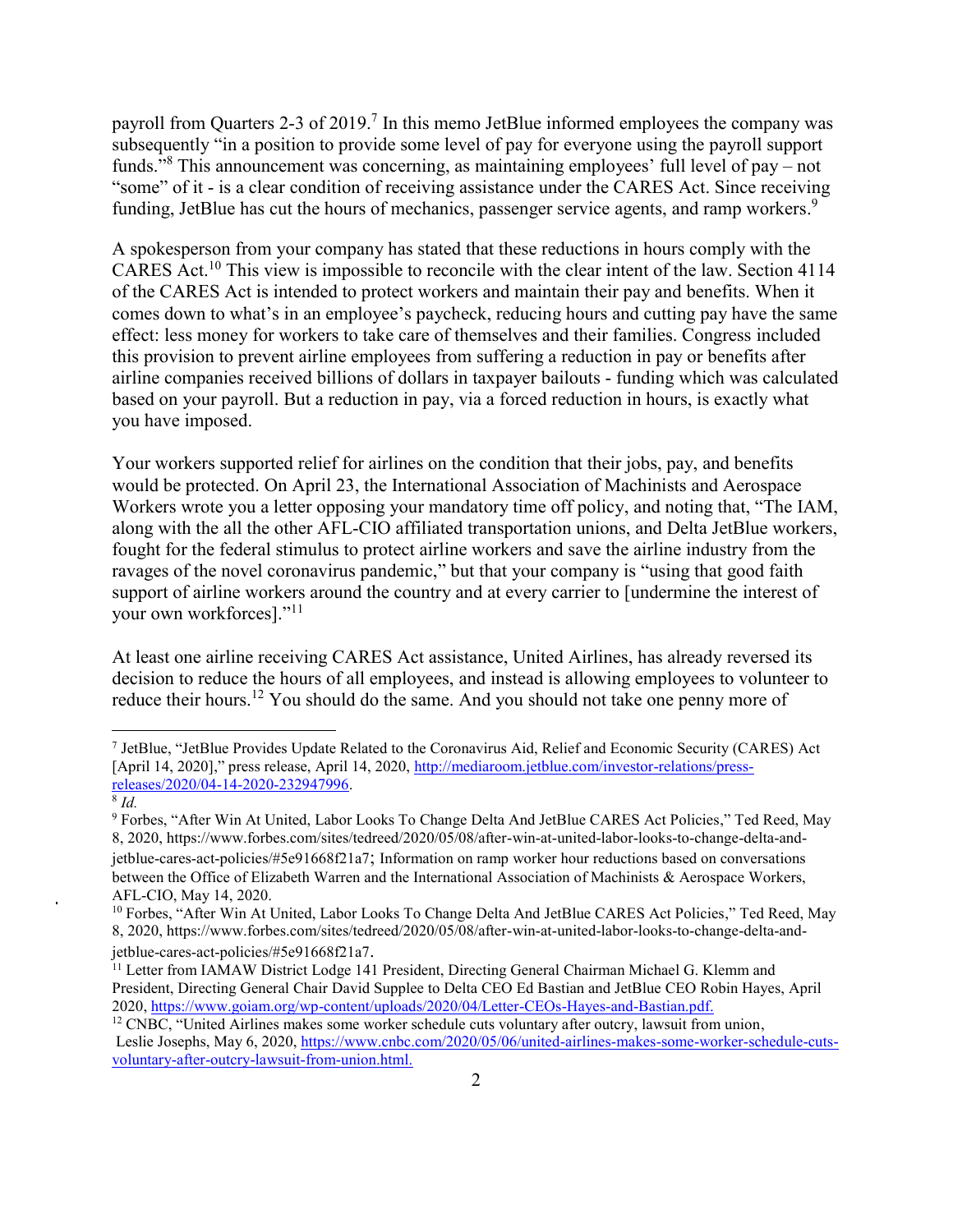payroll from Quarters 2-3 of 2019.[7] In this memo JetBlue informed employees the company was subsequently "in a position to provide some level of pay for everyone using the payroll support funds."[8] This announcement was concerning, as maintaining employees' full level of pay – not "some" of it - is a clear condition of receiving assistance under the CARES Act. Since receiving funding, JetBlue has cut the hours of mechanics, passenger service agents, and ramp workers.[9]

A spokesperson from your company has stated that these reductions in hours comply with the CARES Act.[10] This view is impossible to reconcile with the clear intent of the law. Section 4114 of the CARES Act is intended to protect workers and maintain their pay and benefits. When it comes down to what's in an employee's paycheck, reducing hours and cutting pay have the same effect: less money for workers to take care of themselves and their families. Congress included this provision to prevent airline employees from suffering a reduction in pay or benefits after airline companies received billions of dollars in taxpayer bailouts - funding which was calculated based on your payroll. But a reduction in pay, via a forced reduction in hours, is exactly what you have imposed.

Your workers supported relief for airlines on the condition that their jobs, pay, and benefits would be protected. On April 23, the International Association of Machinists and Aerospace Workers wrote you a letter opposing your mandatory time off policy, and noting that, "The IAM, along with the all the other AFL-CIO affiliated transportation unions, and Delta JetBlue workers, fought for the federal stimulus to protect airline workers and save the airline industry from the ravages of the novel coronavirus pandemic," but that your company is "using that good faith support of airline workers around the country and at every carrier to [undermine the interest of your own workforces]."[11]

At least one airline receiving CARES Act assistance, United Airlines, has already reversed its decision to reduce the hours of all employees, and instead is allowing employees to volunteer to reduce their hours.[12] You should do the same. And you should not take one penny more of

---

[7] JetBlue, "JetBlue Provides Update Related to the Coronavirus Aid, Relief and Economic Security (CARES) Act [April 14, 2020]," press release, April 14, 2020, http://mediaroom.jetblue.com/investor-relations/press-releases/2020/04-14-2020-232947996.

[8] *Id.*

[9] Forbes, "After Win At United, Labor Looks To Change Delta And JetBlue CARES Act Policies," Ted Reed, May 8, 2020, https://www.forbes.com/sites/tedreed/2020/05/08/after-win-at-united-labor-looks-to-change-delta-and-jetblue-cares-act-policies/#5e91668f21a7; Information on ramp worker hour reductions based on conversations between the Office of Elizabeth Warren and the International Association of Machinists & Aerospace Workers, AFL-CIO, May 14, 2020.

[10] Forbes, "After Win At United, Labor Looks To Change Delta And JetBlue CARES Act Policies," Ted Reed, May 8, 2020, https://www.forbes.com/sites/tedreed/2020/05/08/after-win-at-united-labor-looks-to-change-delta-and-jetblue-cares-act-policies/#5e91668f21a7.

[11] Letter from IAMAW District Lodge 141 President, Directing General Chairman Michael G. Klemm and President, Directing General Chair David Supplee to Delta CEO Ed Bastian and JetBlue CEO Robin Hayes, April 2020, https://www.goiam.org/wp-content/uploads/2020/04/Letter-CEOs-Hayes-and-Bastian.pdf.

[12] CNBC, "United Airlines makes some worker schedule cuts voluntary after outcry, lawsuit from union, Leslie Josephs, May 6, 2020, https://www.cnbc.com/2020/05/06/united-airlines-makes-some-worker-schedule-cuts-voluntary-after-outcry-lawsuit-from-union.html.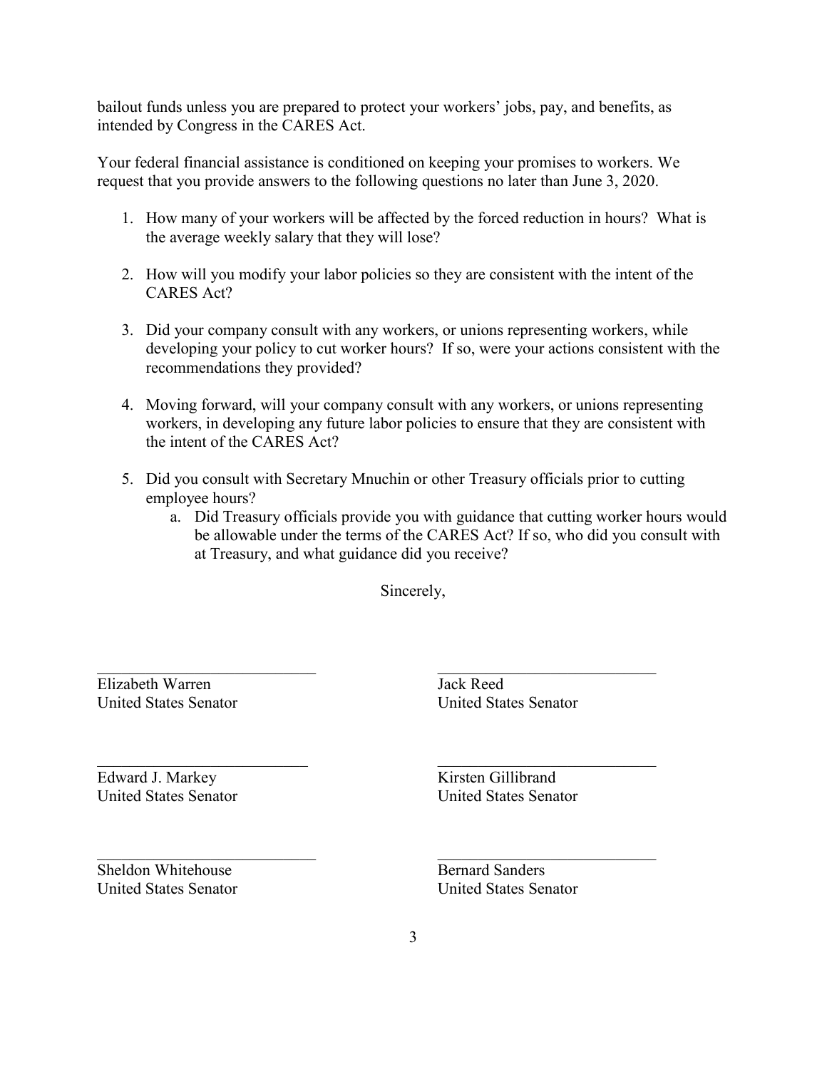bailout funds unless you are prepared to protect your workers' jobs, pay, and benefits, as intended by Congress in the CARES Act.

Your federal financial assistance is conditioned on keeping your promises to workers. We request that you provide answers to the following questions no later than June 3, 2020.

1. How many of your workers will be affected by the forced reduction in hours? What is the average weekly salary that they will lose?

2. How will you modify your labor policies so they are consistent with the intent of the CARES Act?

3. Did your company consult with any workers, or unions representing workers, while developing your policy to cut worker hours? If so, were your actions consistent with the recommendations they provided?

4. Moving forward, will your company consult with any workers, or unions representing workers, in developing any future labor policies to ensure that they are consistent with the intent of the CARES Act?

5. Did you consult with Secretary Mnuchin or other Treasury officials prior to cutting employee hours?
   a. Did Treasury officials provide you with guidance that cutting worker hours would be allowable under the terms of the CARES Act? If so, who did you consult with at Treasury, and what guidance did you receive?

Sincerely,

\_\_\_\_\_\_\_\_\_\_\_\_\_\_\_\_\_\_\_\_\_\_\_\_\_\_\_\_
Elizabeth Warren
United States Senator

\_\_\_\_\_\_\_\_\_\_\_\_\_\_\_\_\_\_\_\_\_\_\_\_\_\_\_\_
Jack Reed
United States Senator

\_\_\_\_\_\_\_\_\_\_\_\_\_\_\_\_\_\_\_\_\_\_\_\_\_\_\_\_
Edward J. Markey
United States Senator

\_\_\_\_\_\_\_\_\_\_\_\_\_\_\_\_\_\_\_\_\_\_\_\_\_\_\_\_
Kirsten Gillibrand
United States Senator

\_\_\_\_\_\_\_\_\_\_\_\_\_\_\_\_\_\_\_\_\_\_\_\_\_\_\_\_
Sheldon Whitehouse
United States Senator

\_\_\_\_\_\_\_\_\_\_\_\_\_\_\_\_\_\_\_\_\_\_\_\_\_\_\_\_
Bernard Sanders
United States Senator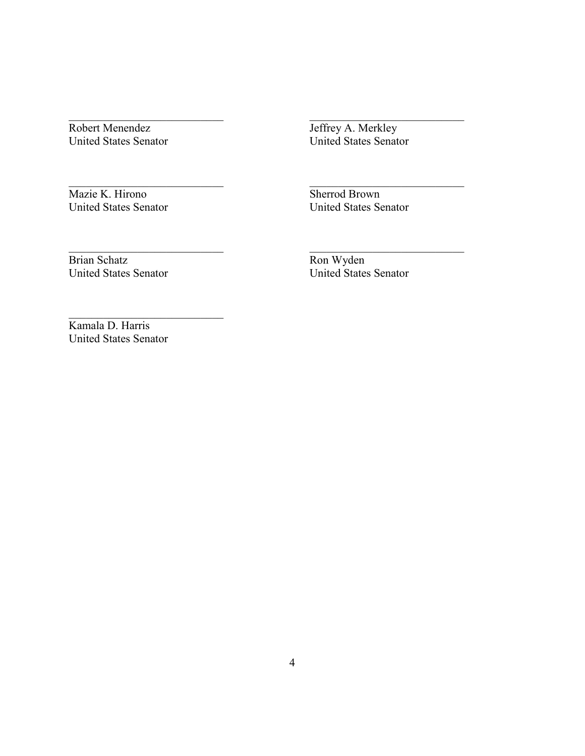\_\_\_\_\_\_\_\_\_\_\_\_\_\_\_\_\_\_\_\_\_\_\_\_\_\_
Robert Menendez
United States Senator

\_\_\_\_\_\_\_\_\_\_\_\_\_\_\_\_\_\_\_\_\_\_\_\_\_\_
Jeffrey A. Merkley
United States Senator

\_\_\_\_\_\_\_\_\_\_\_\_\_\_\_\_\_\_\_\_\_\_\_\_\_\_
Mazie K. Hirono
United States Senator

\_\_\_\_\_\_\_\_\_\_\_\_\_\_\_\_\_\_\_\_\_\_\_\_\_\_
Sherrod Brown
United States Senator

\_\_\_\_\_\_\_\_\_\_\_\_\_\_\_\_\_\_\_\_\_\_\_\_\_\_
Brian Schatz
United States Senator

\_\_\_\_\_\_\_\_\_\_\_\_\_\_\_\_\_\_\_\_\_\_\_\_\_\_
Ron Wyden
United States Senator

\_\_\_\_\_\_\_\_\_\_\_\_\_\_\_\_\_\_\_\_\_\_\_\_\_\_
Kamala D. Harris
United States Senator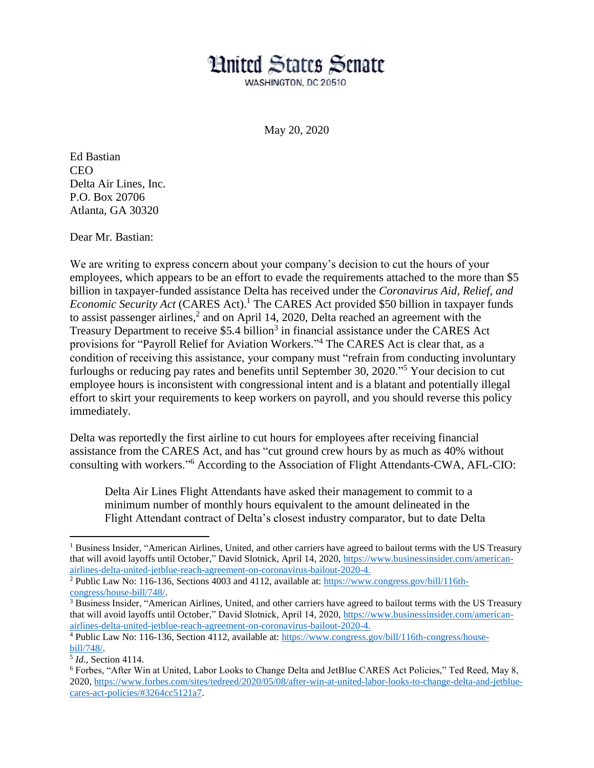# United States Senate

WASHINGTON, DC 20510

May 20, 2020

Ed Bastian
CEO
Delta Air Lines, Inc.
P.O. Box 20706
Atlanta, GA 30320

Dear Mr. Bastian:

We are writing to express concern about your company's decision to cut the hours of your employees, which appears to be an effort to evade the requirements attached to the more than $5 billion in taxpayer-funded assistance Delta has received under the *Coronavirus Aid, Relief, and Economic Security Act* (CARES Act).[1] The CARES Act provided $50 billion in taxpayer funds to assist passenger airlines,[2] and on April 14, 2020, Delta reached an agreement with the Treasury Department to receive $5.4 billion[3] in financial assistance under the CARES Act provisions for "Payroll Relief for Aviation Workers."[4] The CARES Act is clear that, as a condition of receiving this assistance, your company must "refrain from conducting involuntary furloughs or reducing pay rates and benefits until September 30, 2020."[5] Your decision to cut employee hours is inconsistent with congressional intent and is a blatant and potentially illegal effort to skirt your requirements to keep workers on payroll, and you should reverse this policy immediately.

Delta was reportedly the first airline to cut hours for employees after receiving financial assistance from the CARES Act, and has "cut ground crew hours by as much as 40% without consulting with workers."[6] According to the Association of Flight Attendants-CWA, AFL-CIO:

> Delta Air Lines Flight Attendants have asked their management to commit to a minimum number of monthly hours equivalent to the amount delineated in the Flight Attendant contract of Delta's closest industry comparator, but to date Delta

---

[1] Business Insider, "American Airlines, United, and other carriers have agreed to bailout terms with the US Treasury that will avoid layoffs until October," David Slotnick, April 14, 2020, https://www.businessinsider.com/american-airlines-delta-united-jetblue-reach-agreement-on-coronavirus-bailout-2020-4.

[2] Public Law No: 116-136, Sections 4003 and 4112, available at: https://www.congress.gov/bill/116th-congress/house-bill/748/.

[3] Business Insider, "American Airlines, United, and other carriers have agreed to bailout terms with the US Treasury that will avoid layoffs until October," David Slotnick, April 14, 2020, https://www.businessinsider.com/american-airlines-delta-united-jetblue-reach-agreement-on-coronavirus-bailout-2020-4.

[4] Public Law No: 116-136, Section 4112, available at: https://www.congress.gov/bill/116th-congress/house-bill/748/.

[5] *Id*., Section 4114.

[6] Forbes, "After Win at United, Labor Looks to Change Delta and JetBlue CARES Act Policies," Ted Reed, May 8, 2020, https://www.forbes.com/sites/tedreed/2020/05/08/after-win-at-united-labor-looks-to-change-delta-and-jetblue-cares-act-policies/#3264cc5121a7.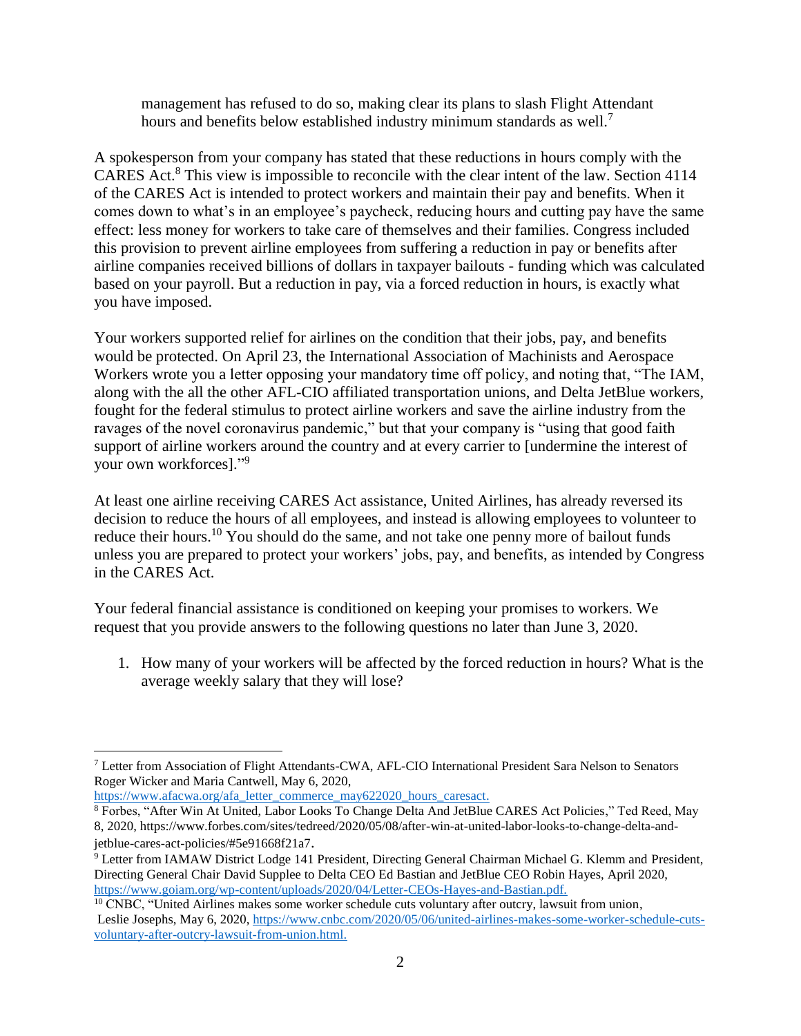management has refused to do so, making clear its plans to slash Flight Attendant hours and benefits below established industry minimum standards as well.[7]

A spokesperson from your company has stated that these reductions in hours comply with the CARES Act.[8] This view is impossible to reconcile with the clear intent of the law. Section 4114 of the CARES Act is intended to protect workers and maintain their pay and benefits. When it comes down to what's in an employee's paycheck, reducing hours and cutting pay have the same effect: less money for workers to take care of themselves and their families. Congress included this provision to prevent airline employees from suffering a reduction in pay or benefits after airline companies received billions of dollars in taxpayer bailouts - funding which was calculated based on your payroll. But a reduction in pay, via a forced reduction in hours, is exactly what you have imposed.

Your workers supported relief for airlines on the condition that their jobs, pay, and benefits would be protected. On April 23, the International Association of Machinists and Aerospace Workers wrote you a letter opposing your mandatory time off policy, and noting that, "The IAM, along with the all the other AFL-CIO affiliated transportation unions, and Delta JetBlue workers, fought for the federal stimulus to protect airline workers and save the airline industry from the ravages of the novel coronavirus pandemic," but that your company is "using that good faith support of airline workers around the country and at every carrier to [undermine the interest of your own workforces]."[9]

At least one airline receiving CARES Act assistance, United Airlines, has already reversed its decision to reduce the hours of all employees, and instead is allowing employees to volunteer to reduce their hours.[10] You should do the same, and not take one penny more of bailout funds unless you are prepared to protect your workers' jobs, pay, and benefits, as intended by Congress in the CARES Act.

Your federal financial assistance is conditioned on keeping your promises to workers. We request that you provide answers to the following questions no later than June 3, 2020.

1. How many of your workers will be affected by the forced reduction in hours? What is the average weekly salary that they will lose?

---

[7] Letter from Association of Flight Attendants-CWA, AFL-CIO International President Sara Nelson to Senators Roger Wicker and Maria Cantwell, May 6, 2020, https://www.afacwa.org/afa_letter_commerce_may622020_hours_caresact.

[8] Forbes, "After Win At United, Labor Looks To Change Delta And JetBlue CARES Act Policies," Ted Reed, May 8, 2020, https://www.forbes.com/sites/tedreed/2020/05/08/after-win-at-united-labor-looks-to-change-delta-and-jetblue-cares-act-policies/#5e91668f21a7.

[9] Letter from IAMAW District Lodge 141 President, Directing General Chairman Michael G. Klemm and President, Directing General Chair David Supplee to Delta CEO Ed Bastian and JetBlue CEO Robin Hayes, April 2020, https://www.goiam.org/wp-content/uploads/2020/04/Letter-CEOs-Hayes-and-Bastian.pdf.

[10] CNBC, "United Airlines makes some worker schedule cuts voluntary after outcry, lawsuit from union, Leslie Josephs, May 6, 2020, https://www.cnbc.com/2020/05/06/united-airlines-makes-some-worker-schedule-cuts-voluntary-after-outcry-lawsuit-from-union.html.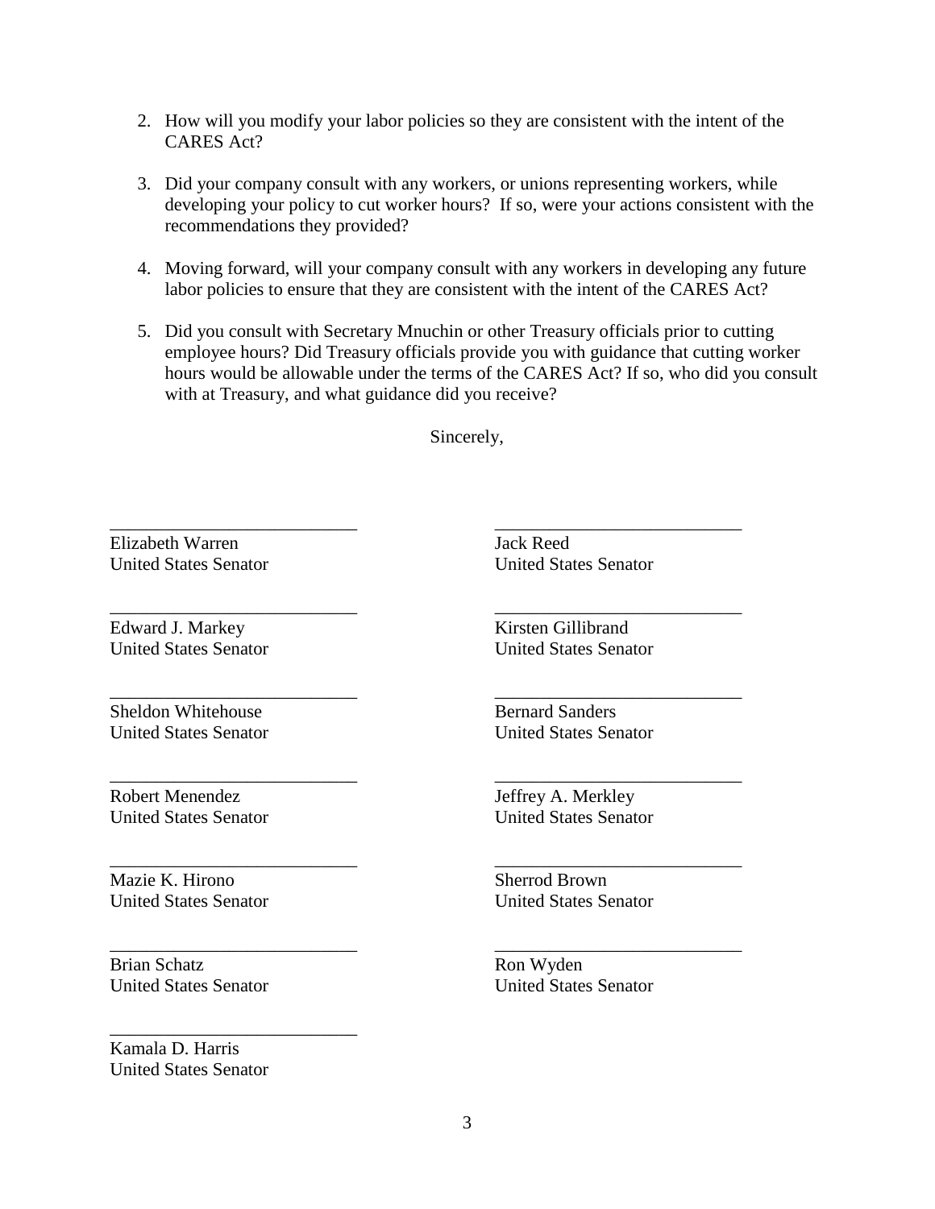2. How will you modify your labor policies so they are consistent with the intent of the CARES Act?

3. Did your company consult with any workers, or unions representing workers, while developing your policy to cut worker hours? If so, were your actions consistent with the recommendations they provided?

4. Moving forward, will your company consult with any workers in developing any future labor policies to ensure that they are consistent with the intent of the CARES Act?

5. Did you consult with Secretary Mnuchin or other Treasury officials prior to cutting employee hours? Did Treasury officials provide you with guidance that cutting worker hours would be allowable under the terms of the CARES Act? If so, who did you consult with at Treasury, and what guidance did you receive?

Sincerely,

Elizabeth Warren
United States Senator

Jack Reed
United States Senator

Edward J. Markey
United States Senator

Kirsten Gillibrand
United States Senator

Sheldon Whitehouse
United States Senator

Bernard Sanders
United States Senator

Robert Menendez
United States Senator

Jeffrey A. Merkley
United States Senator

Mazie K. Hirono
United States Senator

Sherrod Brown
United States Senator

Brian Schatz
United States Senator

Ron Wyden
United States Senator

Kamala D. Harris
United States Senator